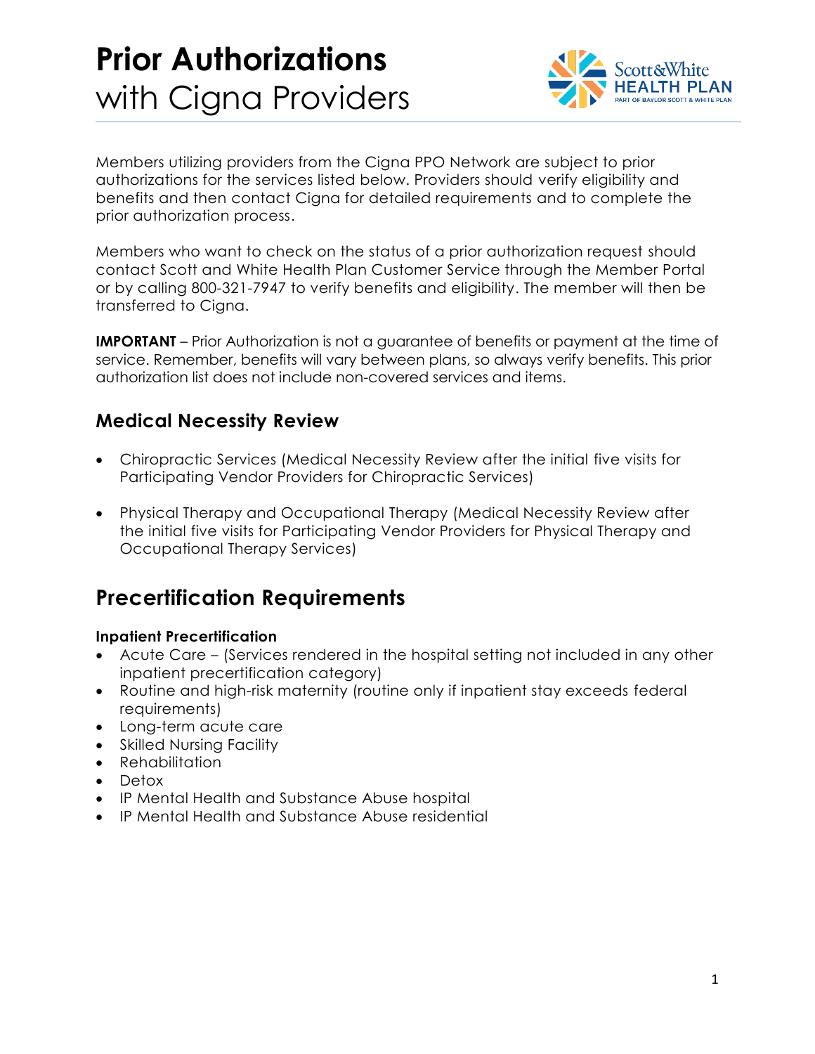# Prior Authorizations with Cigna Providers

Members utilizing providers from the Cigna PPO Network are subject to prior authorizations for the services listed below. Providers should verify eligibility and benefits and then contact Cigna for detailed requirements and to complete the prior authorization process.

Members who want to check on the status of a prior authorization request should contact Scott and White Health Plan Customer Service through the Member Portal or by calling 800-321-7947 to verify benefits and eligibility. The member will then be transferred to Cigna.

**IMPORTANT** – Prior Authorization is not a guarantee of benefits or payment at the time of service. Remember, benefits will vary between plans, so always verify benefits. This prior authorization list does not include non-covered services and items.

### Medical Necessity Review

- Chiropractic Services (Medical Necessity Review after the initial five visits for Participating Vendor Providers for Chiropractic Services)
- Physical Therapy and Occupational Therapy (Medical Necessity Review after the initial five visits for Participating Vendor Providers for Physical Therapy and Occupational Therapy Services)

## Precertification Requirements

**Inpatient Precertification**

- Acute Care – (Services rendered in the hospital setting not included in any other inpatient precertification category)
- Routine and high-risk maternity (routine only if inpatient stay exceeds federal requirements)
- Long-term acute care
- Skilled Nursing Facility
- Rehabilitation
- Detox
- IP Mental Health and Substance Abuse hospital
- IP Mental Health and Substance Abuse residential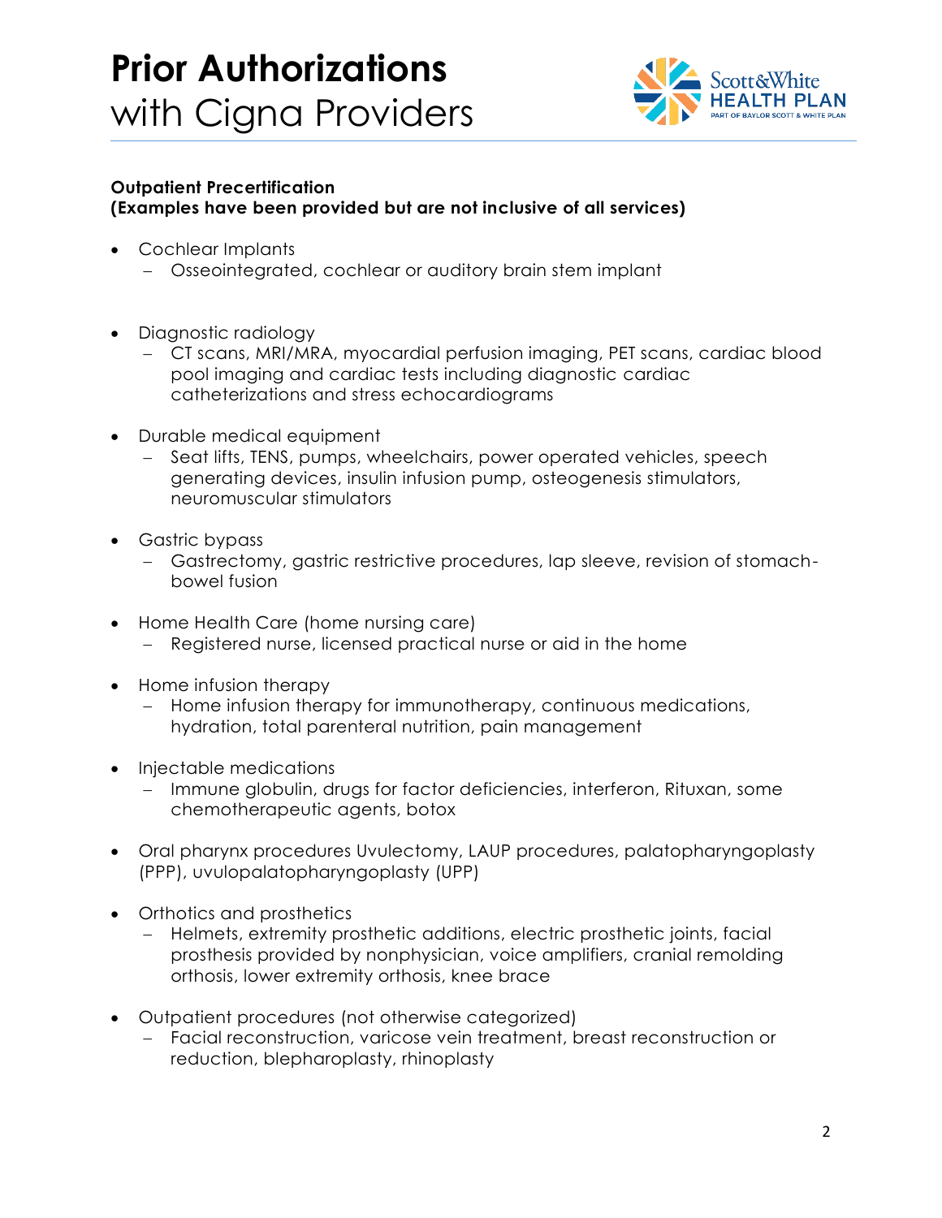# Prior Authorizations with Cigna Providers

**Outpatient Precertification**
**(Examples have been provided but are not inclusive of all services)**

- Cochlear Implants
  - Osseointegrated, cochlear or auditory brain stem implant
- Diagnostic radiology
  - CT scans, MRI/MRA, myocardial perfusion imaging, PET scans, cardiac blood pool imaging and cardiac tests including diagnostic cardiac catheterizations and stress echocardiograms
- Durable medical equipment
  - Seat lifts, TENS, pumps, wheelchairs, power operated vehicles, speech generating devices, insulin infusion pump, osteogenesis stimulators, neuromuscular stimulators
- Gastric bypass
  - Gastrectomy, gastric restrictive procedures, lap sleeve, revision of stomach-bowel fusion
- Home Health Care (home nursing care)
  - Registered nurse, licensed practical nurse or aid in the home
- Home infusion therapy
  - Home infusion therapy for immunotherapy, continuous medications, hydration, total parenteral nutrition, pain management
- Injectable medications
  - Immune globulin, drugs for factor deficiencies, interferon, Rituxan, some chemotherapeutic agents, botox
- Oral pharynx procedures Uvulectomy, LAUP procedures, palatopharyngoplasty (PPP), uvulopalatopharyngoplasty (UPP)
- Orthotics and prosthetics
  - Helmets, extremity prosthetic additions, electric prosthetic joints, facial prosthesis provided by nonphysician, voice amplifiers, cranial remolding orthosis, lower extremity orthosis, knee brace
- Outpatient procedures (not otherwise categorized)
  - Facial reconstruction, varicose vein treatment, breast reconstruction or reduction, blepharoplasty, rhinoplasty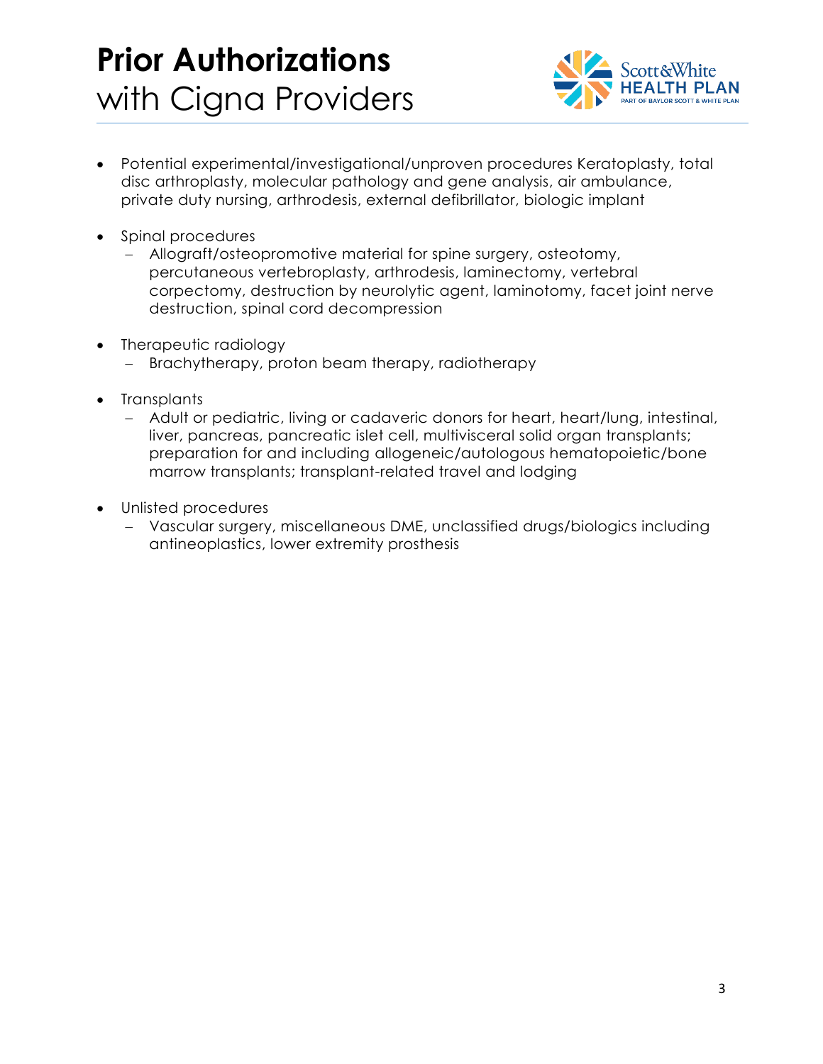# Prior Authorizations
with Cigna Providers

- Potential experimental/investigational/unproven procedures Keratoplasty, total disc arthroplasty, molecular pathology and gene analysis, air ambulance, private duty nursing, arthrodesis, external defibrillator, biologic implant

- Spinal procedures
  - Allograft/osteopromotive material for spine surgery, osteotomy, percutaneous vertebroplasty, arthrodesis, laminectomy, vertebral corpectomy, destruction by neurolytic agent, laminotomy, facet joint nerve destruction, spinal cord decompression

- Therapeutic radiology
  - Brachytherapy, proton beam therapy, radiotherapy

- Transplants
  - Adult or pediatric, living or cadaveric donors for heart, heart/lung, intestinal, liver, pancreas, pancreatic islet cell, multivisceral solid organ transplants; preparation for and including allogeneic/autologous hematopoietic/bone marrow transplants; transplant-related travel and lodging

- Unlisted procedures
  - Vascular surgery, miscellaneous DME, unclassified drugs/biologics including antineoplastics, lower extremity prosthesis